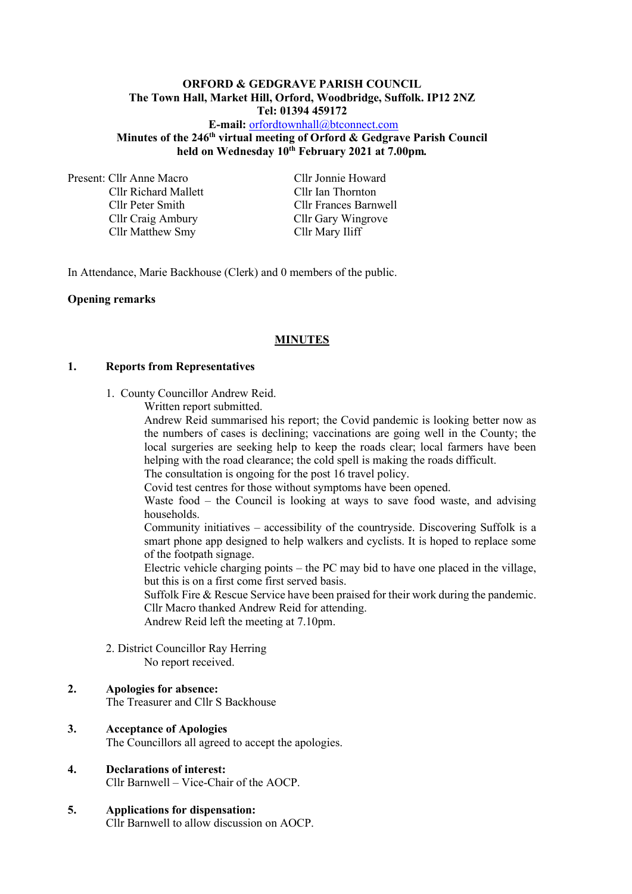**ORFORD & GEDGRAVE PARISH COUNCIL**
**The Town Hall, Market Hill, Orford, Woodbridge, Suffolk. IP12 2NZ**
**Tel: 01394 459172**
**E-mail:** orfordtownhall@btconnect.com
**Minutes of the 246th virtual meeting of Orford & Gedgrave Parish Council held on Wednesday 10th February 2021 at 7.00pm.**

Present: Cllr Anne Macro
Cllr Richard Mallett
Cllr Peter Smith
Cllr Craig Ambury
Cllr Matthew Smy
Cllr Jonnie Howard
Cllr Ian Thornton
Cllr Frances Barnwell
Cllr Gary Wingrove
Cllr Mary Iliff

In Attendance, Marie Backhouse (Clerk) and 0 members of the public.

**Opening remarks**

## MINUTES

**1. Reports from Representatives**

1. County Councillor Andrew Reid.
   Written report submitted.
   Andrew Reid summarised his report; the Covid pandemic is looking better now as the numbers of cases is declining; vaccinations are going well in the County; the local surgeries are seeking help to keep the roads clear; local farmers have been helping with the road clearance; the cold spell is making the roads difficult.
   The consultation is ongoing for the post 16 travel policy.
   Covid test centres for those without symptoms have been opened.
   Waste food – the Council is looking at ways to save food waste, and advising households.
   Community initiatives – accessibility of the countryside. Discovering Suffolk is a smart phone app designed to help walkers and cyclists. It is hoped to replace some of the footpath signage.
   Electric vehicle charging points – the PC may bid to have one placed in the village, but this is on a first come first served basis.
   Suffolk Fire & Rescue Service have been praised for their work during the pandemic.
   Cllr Macro thanked Andrew Reid for attending.
   Andrew Reid left the meeting at 7.10pm.

2. District Councillor Ray Herring
   No report received.

**2. Apologies for absence:**
The Treasurer and Cllr S Backhouse

**3. Acceptance of Apologies**
The Councillors all agreed to accept the apologies.

**4. Declarations of interest:**
Cllr Barnwell – Vice-Chair of the AOCP.

**5. Applications for dispensation:**
Cllr Barnwell to allow discussion on AOCP.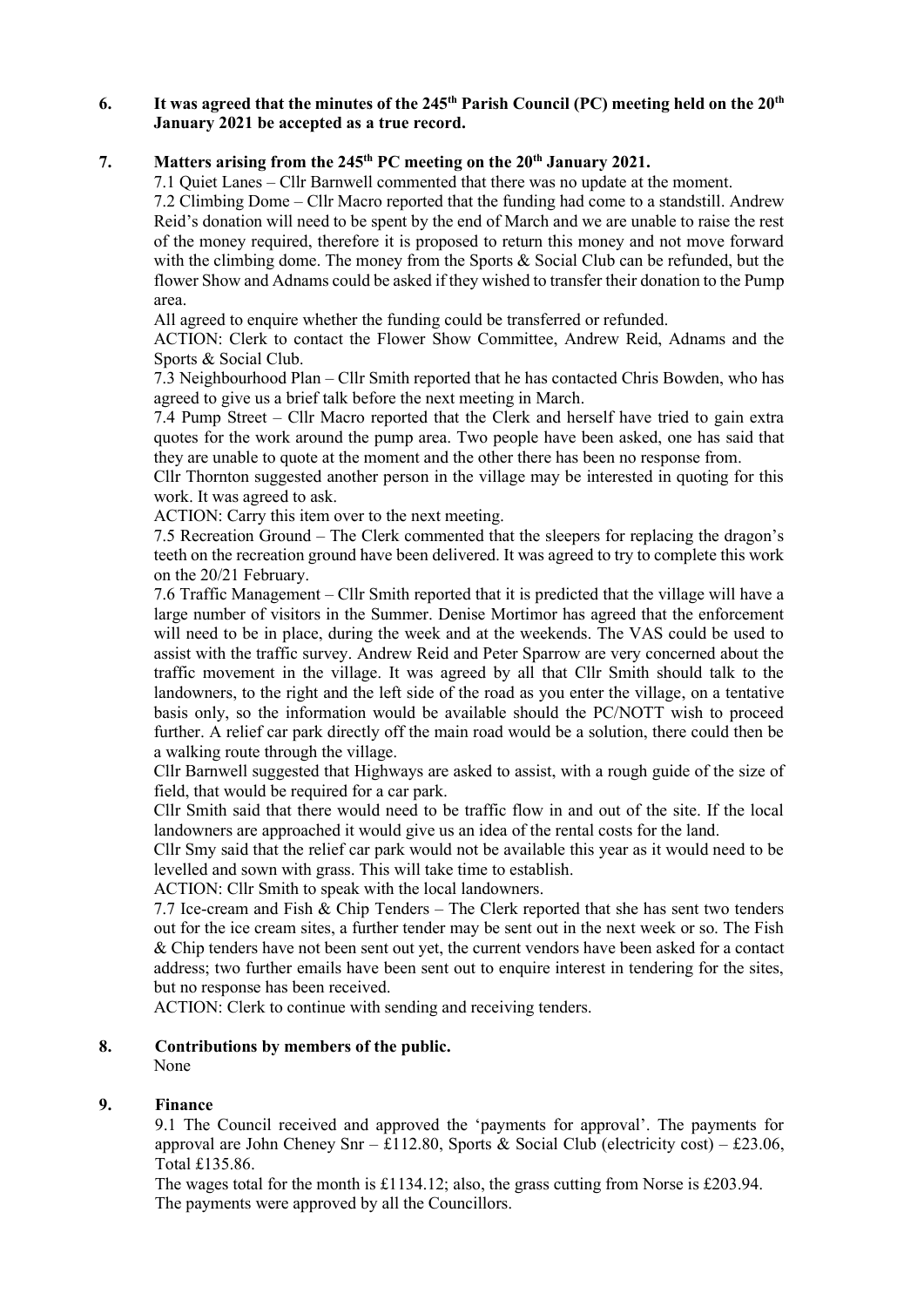**6. It was agreed that the minutes of the 245th Parish Council (PC) meeting held on the 20th January 2021 be accepted as a true record.**

**7. Matters arising from the 245th PC meeting on the 20th January 2021.**

7.1 Quiet Lanes – Cllr Barnwell commented that there was no update at the moment.

7.2 Climbing Dome – Cllr Macro reported that the funding had come to a standstill. Andrew Reid's donation will need to be spent by the end of March and we are unable to raise the rest of the money required, therefore it is proposed to return this money and not move forward with the climbing dome. The money from the Sports & Social Club can be refunded, but the flower Show and Adnams could be asked if they wished to transfer their donation to the Pump area.

All agreed to enquire whether the funding could be transferred or refunded.

ACTION: Clerk to contact the Flower Show Committee, Andrew Reid, Adnams and the Sports & Social Club.

7.3 Neighbourhood Plan – Cllr Smith reported that he has contacted Chris Bowden, who has agreed to give us a brief talk before the next meeting in March.

7.4 Pump Street – Cllr Macro reported that the Clerk and herself have tried to gain extra quotes for the work around the pump area. Two people have been asked, one has said that they are unable to quote at the moment and the other there has been no response from.

Cllr Thornton suggested another person in the village may be interested in quoting for this work. It was agreed to ask.

ACTION: Carry this item over to the next meeting.

7.5 Recreation Ground – The Clerk commented that the sleepers for replacing the dragon's teeth on the recreation ground have been delivered. It was agreed to try to complete this work on the 20/21 February.

7.6 Traffic Management – Cllr Smith reported that it is predicted that the village will have a large number of visitors in the Summer. Denise Mortimor has agreed that the enforcement will need to be in place, during the week and at the weekends. The VAS could be used to assist with the traffic survey. Andrew Reid and Peter Sparrow are very concerned about the traffic movement in the village. It was agreed by all that Cllr Smith should talk to the landowners, to the right and the left side of the road as you enter the village, on a tentative basis only, so the information would be available should the PC/NOTT wish to proceed further. A relief car park directly off the main road would be a solution, there could then be a walking route through the village.

Cllr Barnwell suggested that Highways are asked to assist, with a rough guide of the size of field, that would be required for a car park.

Cllr Smith said that there would need to be traffic flow in and out of the site. If the local landowners are approached it would give us an idea of the rental costs for the land.

Cllr Smy said that the relief car park would not be available this year as it would need to be levelled and sown with grass. This will take time to establish.

ACTION: Cllr Smith to speak with the local landowners.

7.7 Ice-cream and Fish & Chip Tenders – The Clerk reported that she has sent two tenders out for the ice cream sites, a further tender may be sent out in the next week or so. The Fish & Chip tenders have not been sent out yet, the current vendors have been asked for a contact address; two further emails have been sent out to enquire interest in tendering for the sites, but no response has been received.

ACTION: Clerk to continue with sending and receiving tenders.

**8. Contributions by members of the public.**

None

**9. Finance**

9.1 The Council received and approved the 'payments for approval'. The payments for approval are John Cheney Snr – £112.80, Sports & Social Club (electricity cost) – £23.06, Total £135.86.

The wages total for the month is £1134.12; also, the grass cutting from Norse is £203.94.

The payments were approved by all the Councillors.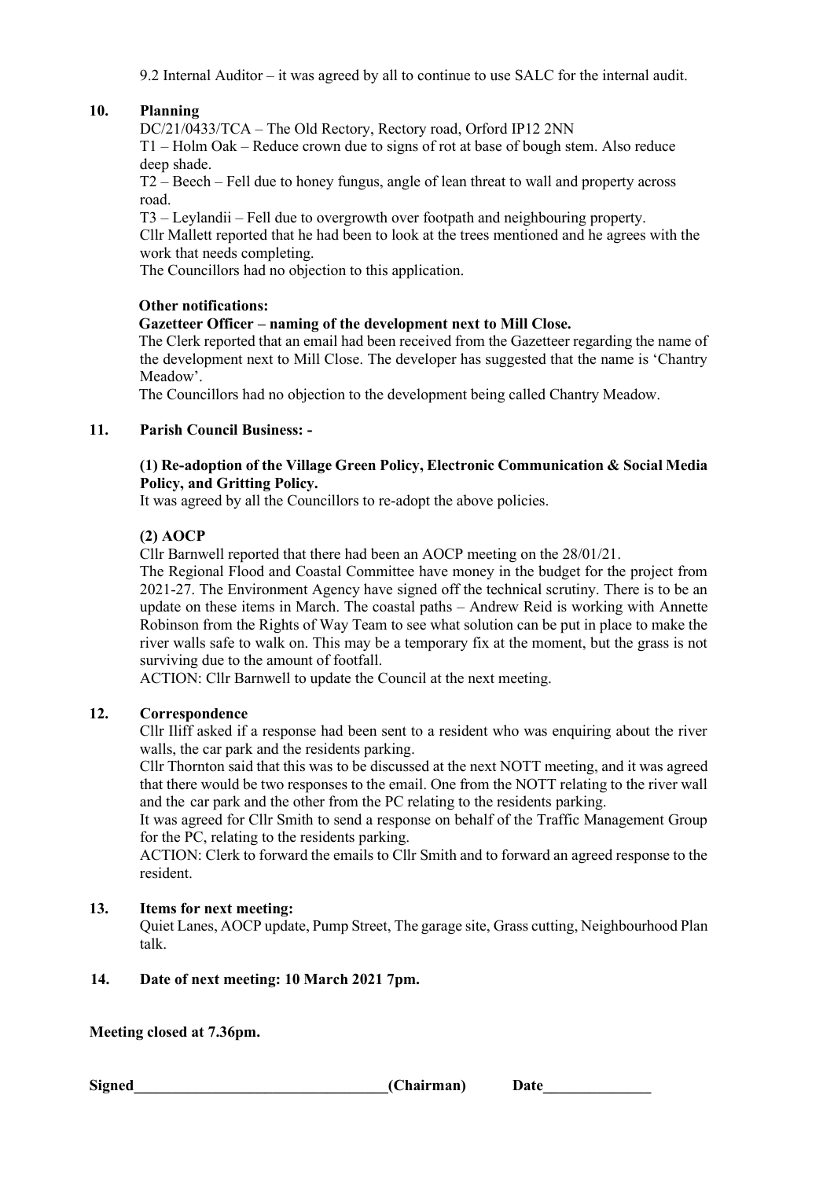9.2 Internal Auditor – it was agreed by all to continue to use SALC for the internal audit.

## 10. Planning

DC/21/0433/TCA – The Old Rectory, Rectory road, Orford IP12 2NN

T1 – Holm Oak – Reduce crown due to signs of rot at base of bough stem. Also reduce deep shade.

T2 – Beech – Fell due to honey fungus, angle of lean threat to wall and property across road.

T3 – Leylandii – Fell due to overgrowth over footpath and neighbouring property.

Cllr Mallett reported that he had been to look at the trees mentioned and he agrees with the work that needs completing.

The Councillors had no objection to this application.

**Other notifications:**

**Gazetteer Officer – naming of the development next to Mill Close.**

The Clerk reported that an email had been received from the Gazetteer regarding the name of the development next to Mill Close. The developer has suggested that the name is 'Chantry Meadow'.

The Councillors had no objection to the development being called Chantry Meadow.

## 11. Parish Council Business: -

**(1) Re-adoption of the Village Green Policy, Electronic Communication & Social Media Policy, and Gritting Policy.**

It was agreed by all the Councillors to re-adopt the above policies.

**(2) AOCP**

Cllr Barnwell reported that there had been an AOCP meeting on the 28/01/21.

The Regional Flood and Coastal Committee have money in the budget for the project from 2021-27. The Environment Agency have signed off the technical scrutiny. There is to be an update on these items in March. The coastal paths – Andrew Reid is working with Annette Robinson from the Rights of Way Team to see what solution can be put in place to make the river walls safe to walk on. This may be a temporary fix at the moment, but the grass is not surviving due to the amount of footfall.

ACTION: Cllr Barnwell to update the Council at the next meeting.

## 12. Correspondence

Cllr Iliff asked if a response had been sent to a resident who was enquiring about the river walls, the car park and the residents parking.

Cllr Thornton said that this was to be discussed at the next NOTT meeting, and it was agreed that there would be two responses to the email. One from the NOTT relating to the river wall and the car park and the other from the PC relating to the residents parking.

It was agreed for Cllr Smith to send a response on behalf of the Traffic Management Group for the PC, relating to the residents parking.

ACTION: Clerk to forward the emails to Cllr Smith and to forward an agreed response to the resident.

## 13. Items for next meeting:

Quiet Lanes, AOCP update, Pump Street, The garage site, Grass cutting, Neighbourhood Plan talk.

## 14. Date of next meeting: 10 March 2021 7pm.

**Meeting closed at 7.36pm.**

**Signed**_________________________________**(Chairman)** **Date**______________